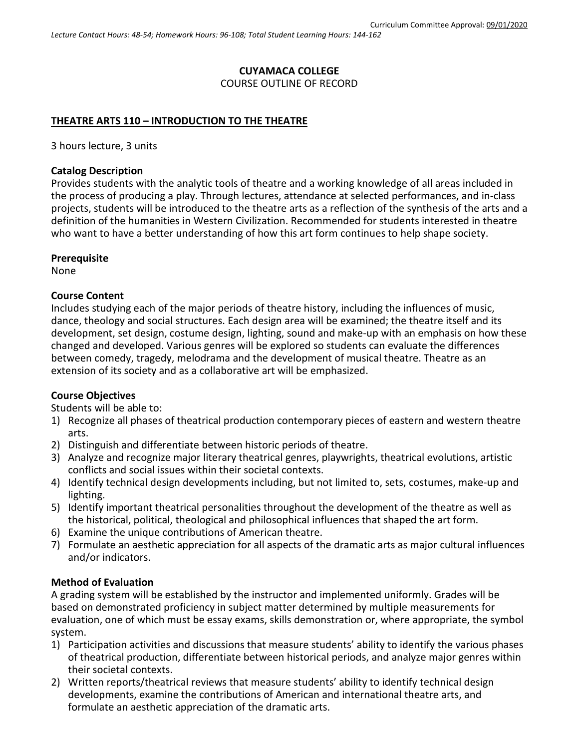Curriculum Committee Approval: 09/01/2020

*Lecture Contact Hours: 48-54; Homework Hours: 96-108; Total Student Learning Hours: 144-162*

**CUYAMACA COLLEGE**

COURSE OUTLINE OF RECORD

## THEATRE ARTS 110 – INTRODUCTION TO THE THEATRE

3 hours lecture, 3 units

### Catalog Description

Provides students with the analytic tools of theatre and a working knowledge of all areas included in the process of producing a play. Through lectures, attendance at selected performances, and in-class projects, students will be introduced to the theatre arts as a reflection of the synthesis of the arts and a definition of the humanities in Western Civilization. Recommended for students interested in theatre who want to have a better understanding of how this art form continues to help shape society.

### Prerequisite

None

### Course Content

Includes studying each of the major periods of theatre history, including the influences of music, dance, theology and social structures. Each design area will be examined; the theatre itself and its development, set design, costume design, lighting, sound and make-up with an emphasis on how these changed and developed. Various genres will be explored so students can evaluate the differences between comedy, tragedy, melodrama and the development of musical theatre. Theatre as an extension of its society and as a collaborative art will be emphasized.

### Course Objectives

Students will be able to:

1) Recognize all phases of theatrical production contemporary pieces of eastern and western theatre arts.
2) Distinguish and differentiate between historic periods of theatre.
3) Analyze and recognize major literary theatrical genres, playwrights, theatrical evolutions, artistic conflicts and social issues within their societal contexts.
4) Identify technical design developments including, but not limited to, sets, costumes, make-up and lighting.
5) Identify important theatrical personalities throughout the development of the theatre as well as the historical, political, theological and philosophical influences that shaped the art form.
6) Examine the unique contributions of American theatre.
7) Formulate an aesthetic appreciation for all aspects of the dramatic arts as major cultural influences and/or indicators.

### Method of Evaluation

A grading system will be established by the instructor and implemented uniformly. Grades will be based on demonstrated proficiency in subject matter determined by multiple measurements for evaluation, one of which must be essay exams, skills demonstration or, where appropriate, the symbol system.

1) Participation activities and discussions that measure students' ability to identify the various phases of theatrical production, differentiate between historical periods, and analyze major genres within their societal contexts.
2) Written reports/theatrical reviews that measure students' ability to identify technical design developments, examine the contributions of American and international theatre arts, and formulate an aesthetic appreciation of the dramatic arts.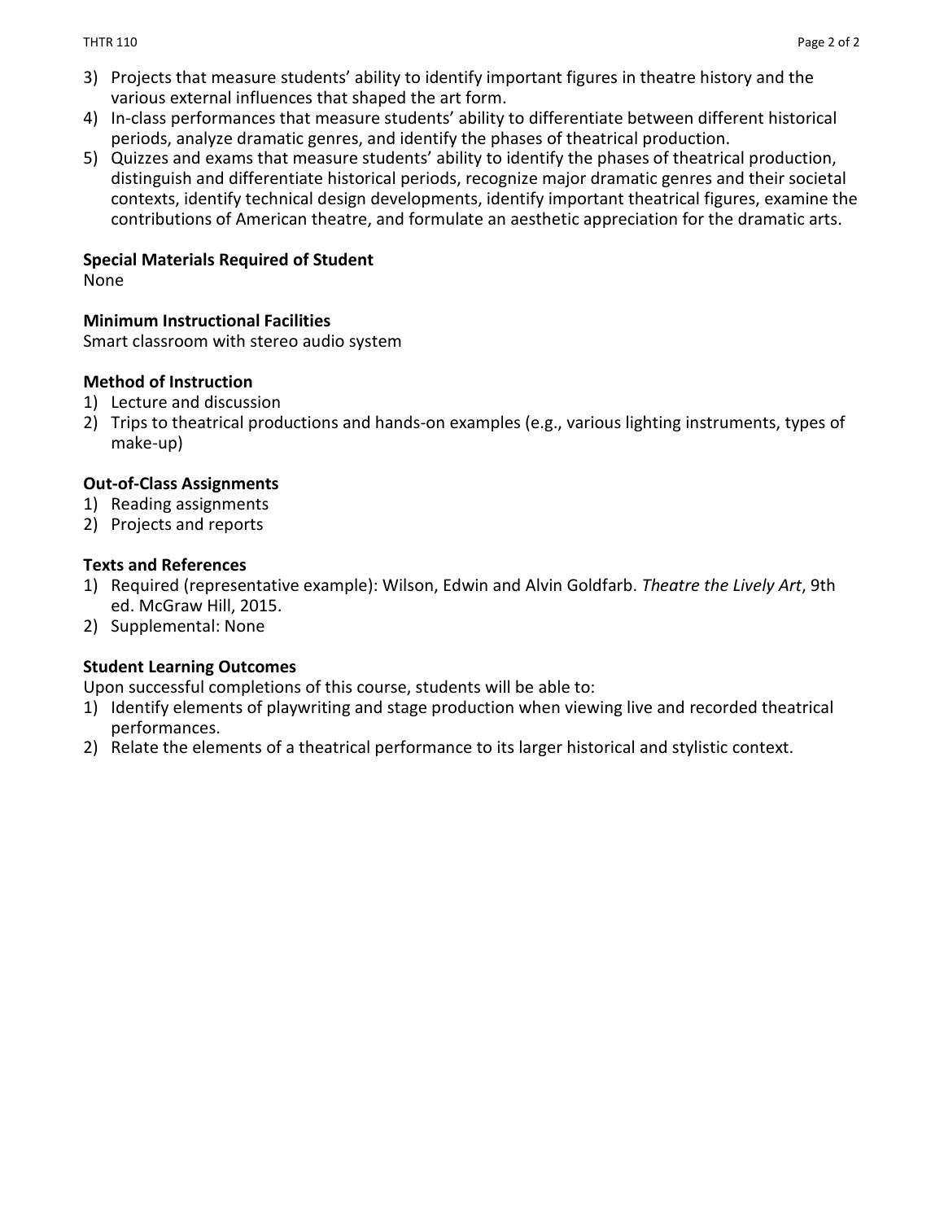3) Projects that measure students' ability to identify important figures in theatre history and the various external influences that shaped the art form.
4) In-class performances that measure students' ability to differentiate between different historical periods, analyze dramatic genres, and identify the phases of theatrical production.
5) Quizzes and exams that measure students' ability to identify the phases of theatrical production, distinguish and differentiate historical periods, recognize major dramatic genres and their societal contexts, identify technical design developments, identify important theatrical figures, examine the contributions of American theatre, and formulate an aesthetic appreciation for the dramatic arts.

**Special Materials Required of Student**
None

**Minimum Instructional Facilities**
Smart classroom with stereo audio system

**Method of Instruction**
1) Lecture and discussion
2) Trips to theatrical productions and hands-on examples (e.g., various lighting instruments, types of make-up)

**Out-of-Class Assignments**
1) Reading assignments
2) Projects and reports

**Texts and References**
1) Required (representative example): Wilson, Edwin and Alvin Goldfarb. *Theatre the Lively Art*, 9th ed. McGraw Hill, 2015.
2) Supplemental: None

**Student Learning Outcomes**
Upon successful completions of this course, students will be able to:
1) Identify elements of playwriting and stage production when viewing live and recorded theatrical performances.
2) Relate the elements of a theatrical performance to its larger historical and stylistic context.